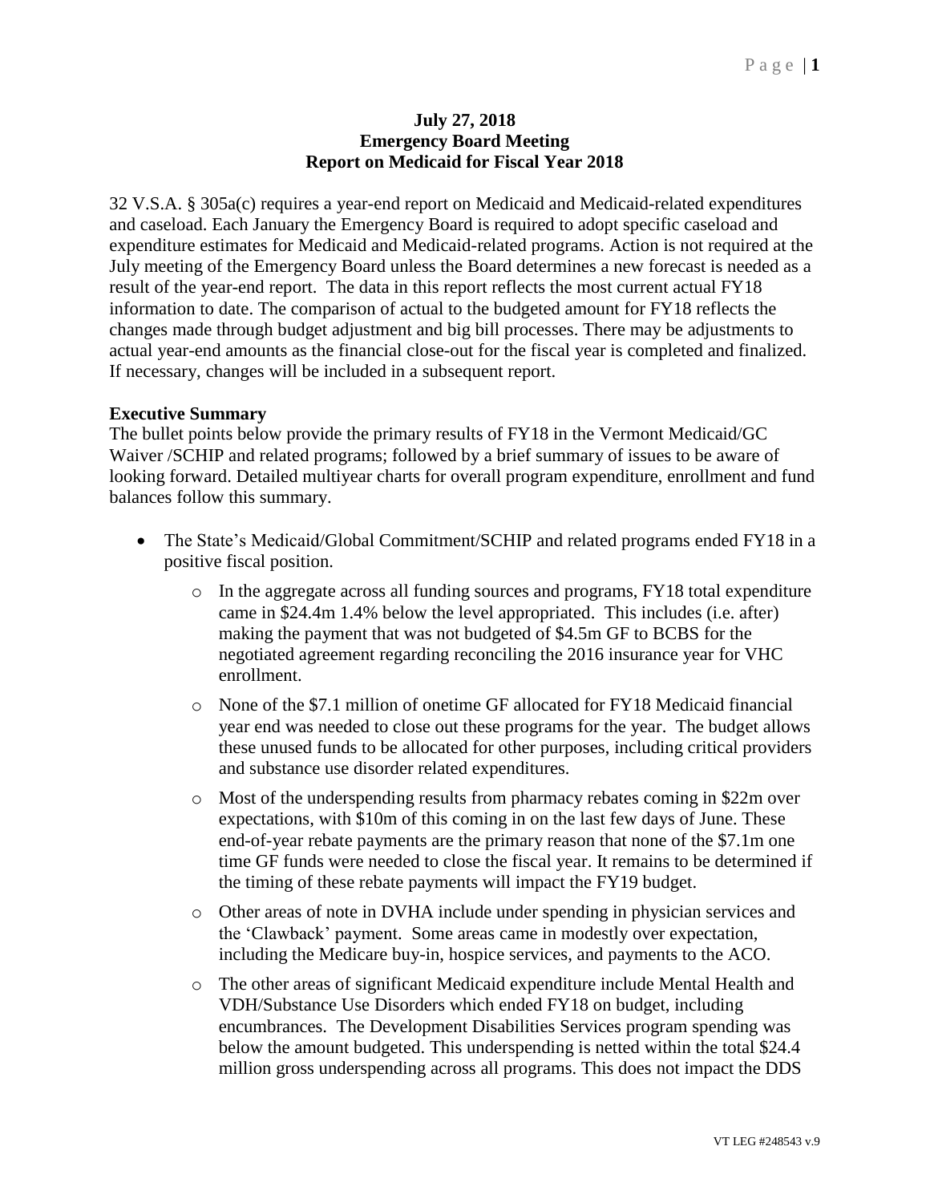**July 27, 2018**
**Emergency Board Meeting**
**Report on Medicaid for Fiscal Year 2018**

32 V.S.A. § 305a(c) requires a year-end report on Medicaid and Medicaid-related expenditures and caseload. Each January the Emergency Board is required to adopt specific caseload and expenditure estimates for Medicaid and Medicaid-related programs. Action is not required at the July meeting of the Emergency Board unless the Board determines a new forecast is needed as a result of the year-end report. The data in this report reflects the most current actual FY18 information to date. The comparison of actual to the budgeted amount for FY18 reflects the changes made through budget adjustment and big bill processes. There may be adjustments to actual year-end amounts as the financial close-out for the fiscal year is completed and finalized. If necessary, changes will be included in a subsequent report.

**Executive Summary**

The bullet points below provide the primary results of FY18 in the Vermont Medicaid/GC Waiver /SCHIP and related programs; followed by a brief summary of issues to be aware of looking forward. Detailed multiyear charts for overall program expenditure, enrollment and fund balances follow this summary.

- The State's Medicaid/Global Commitment/SCHIP and related programs ended FY18 in a positive fiscal position.
  - In the aggregate across all funding sources and programs, FY18 total expenditure came in $24.4m 1.4% below the level appropriated. This includes (i.e. after) making the payment that was not budgeted of $4.5m GF to BCBS for the negotiated agreement regarding reconciling the 2016 insurance year for VHC enrollment.
  - None of the $7.1 million of onetime GF allocated for FY18 Medicaid financial year end was needed to close out these programs for the year. The budget allows these unused funds to be allocated for other purposes, including critical providers and substance use disorder related expenditures.
  - Most of the underspending results from pharmacy rebates coming in $22m over expectations, with $10m of this coming in on the last few days of June. These end-of-year rebate payments are the primary reason that none of the $7.1m one time GF funds were needed to close the fiscal year. It remains to be determined if the timing of these rebate payments will impact the FY19 budget.
  - Other areas of note in DVHA include under spending in physician services and the 'Clawback' payment. Some areas came in modestly over expectation, including the Medicare buy-in, hospice services, and payments to the ACO.
  - The other areas of significant Medicaid expenditure include Mental Health and VDH/Substance Use Disorders which ended FY18 on budget, including encumbrances. The Development Disabilities Services program spending was below the amount budgeted. This underspending is netted within the total $24.4 million gross underspending across all programs. This does not impact the DDS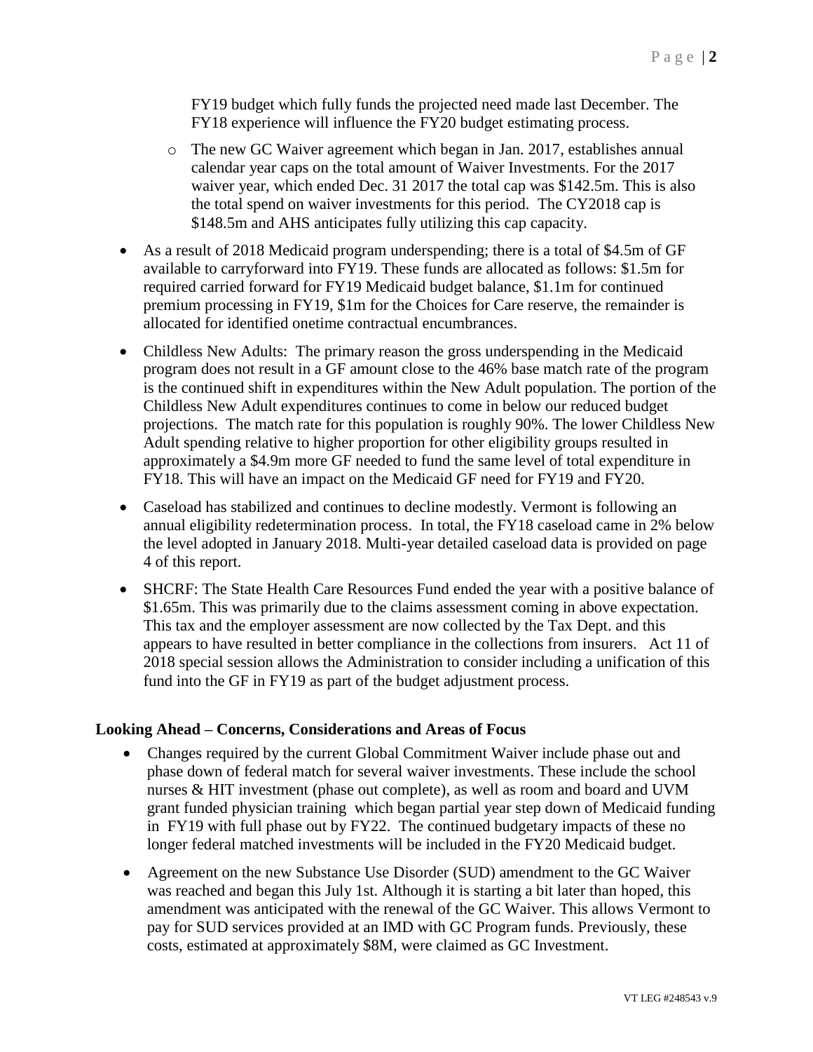FY19 budget which fully funds the projected need made last December. The FY18 experience will influence the FY20 budget estimating process.

  - The new GC Waiver agreement which began in Jan. 2017, establishes annual calendar year caps on the total amount of Waiver Investments. For the 2017 waiver year, which ended Dec. 31 2017 the total cap was $142.5m. This is also the total spend on waiver investments for this period. The CY2018 cap is $148.5m and AHS anticipates fully utilizing this cap capacity.

- As a result of 2018 Medicaid program underspending; there is a total of $4.5m of GF available to carryforward into FY19. These funds are allocated as follows: $1.5m for required carried forward for FY19 Medicaid budget balance, $1.1m for continued premium processing in FY19, $1m for the Choices for Care reserve, the remainder is allocated for identified onetime contractual encumbrances.

- Childless New Adults: The primary reason the gross underspending in the Medicaid program does not result in a GF amount close to the 46% base match rate of the program is the continued shift in expenditures within the New Adult population. The portion of the Childless New Adult expenditures continues to come in below our reduced budget projections. The match rate for this population is roughly 90%. The lower Childless New Adult spending relative to higher proportion for other eligibility groups resulted in approximately a $4.9m more GF needed to fund the same level of total expenditure in FY18. This will have an impact on the Medicaid GF need for FY19 and FY20.

- Caseload has stabilized and continues to decline modestly. Vermont is following an annual eligibility redetermination process. In total, the FY18 caseload came in 2% below the level adopted in January 2018. Multi-year detailed caseload data is provided on page 4 of this report.

- SHCRF: The State Health Care Resources Fund ended the year with a positive balance of $1.65m. This was primarily due to the claims assessment coming in above expectation. This tax and the employer assessment are now collected by the Tax Dept. and this appears to have resulted in better compliance in the collections from insurers. Act 11 of 2018 special session allows the Administration to consider including a unification of this fund into the GF in FY19 as part of the budget adjustment process.

**Looking Ahead – Concerns, Considerations and Areas of Focus**

- Changes required by the current Global Commitment Waiver include phase out and phase down of federal match for several waiver investments. These include the school nurses & HIT investment (phase out complete), as well as room and board and UVM grant funded physician training which began partial year step down of Medicaid funding in FY19 with full phase out by FY22. The continued budgetary impacts of these no longer federal matched investments will be included in the FY20 Medicaid budget.

- Agreement on the new Substance Use Disorder (SUD) amendment to the GC Waiver was reached and began this July 1st. Although it is starting a bit later than hoped, this amendment was anticipated with the renewal of the GC Waiver. This allows Vermont to pay for SUD services provided at an IMD with GC Program funds. Previously, these costs, estimated at approximately $8M, were claimed as GC Investment.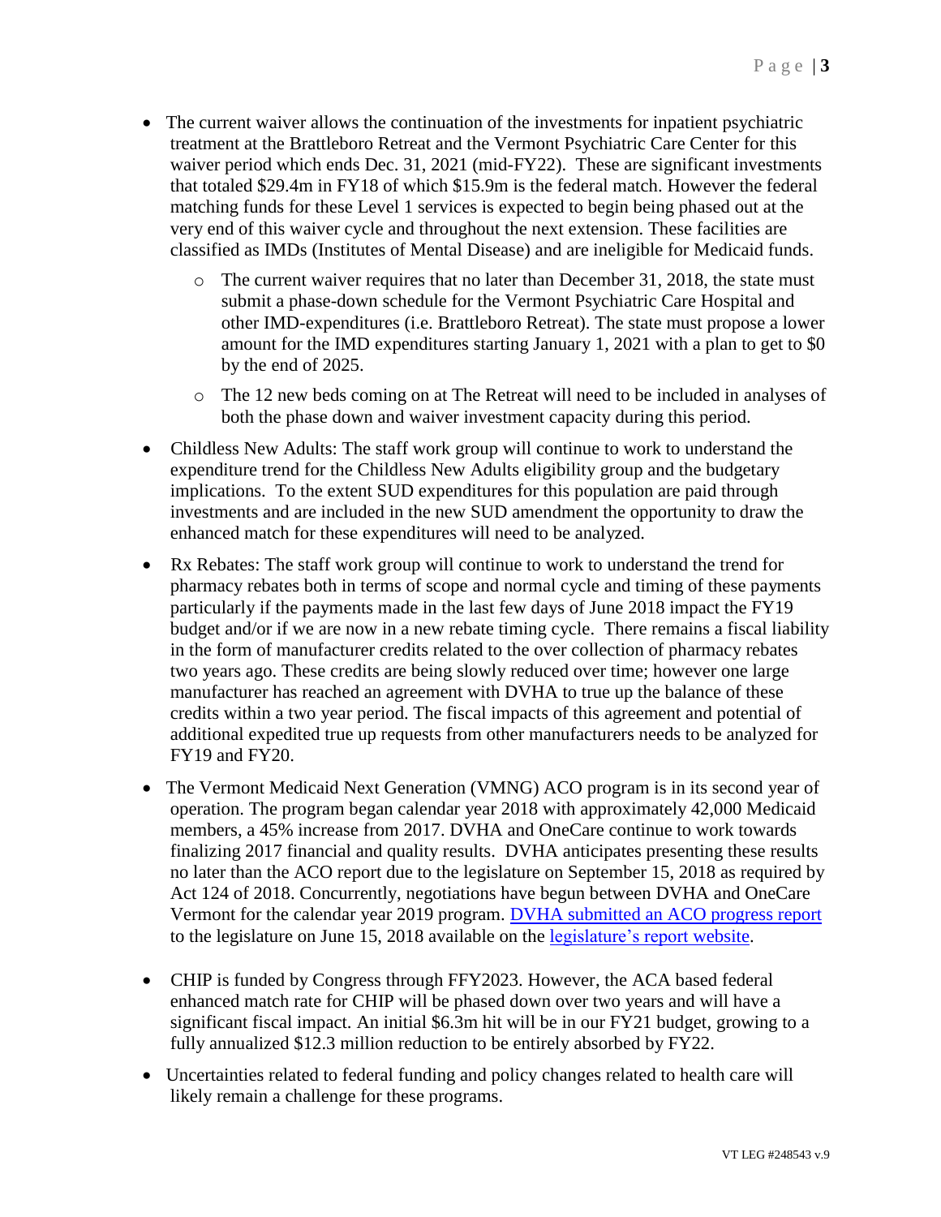- The current waiver allows the continuation of the investments for inpatient psychiatric treatment at the Brattleboro Retreat and the Vermont Psychiatric Care Center for this waiver period which ends Dec. 31, 2021 (mid-FY22). These are significant investments that totaled $29.4m in FY18 of which $15.9m is the federal match. However the federal matching funds for these Level 1 services is expected to begin being phased out at the very end of this waiver cycle and throughout the next extension. These facilities are classified as IMDs (Institutes of Mental Disease) and are ineligible for Medicaid funds.
  - The current waiver requires that no later than December 31, 2018, the state must submit a phase-down schedule for the Vermont Psychiatric Care Hospital and other IMD-expenditures (i.e. Brattleboro Retreat). The state must propose a lower amount for the IMD expenditures starting January 1, 2021 with a plan to get to $0 by the end of 2025.
  - The 12 new beds coming on at The Retreat will need to be included in analyses of both the phase down and waiver investment capacity during this period.
- Childless New Adults: The staff work group will continue to work to understand the expenditure trend for the Childless New Adults eligibility group and the budgetary implications. To the extent SUD expenditures for this population are paid through investments and are included in the new SUD amendment the opportunity to draw the enhanced match for these expenditures will need to be analyzed.
- Rx Rebates: The staff work group will continue to work to understand the trend for pharmacy rebates both in terms of scope and normal cycle and timing of these payments particularly if the payments made in the last few days of June 2018 impact the FY19 budget and/or if we are now in a new rebate timing cycle. There remains a fiscal liability in the form of manufacturer credits related to the over collection of pharmacy rebates two years ago. These credits are being slowly reduced over time; however one large manufacturer has reached an agreement with DVHA to true up the balance of these credits within a two year period. The fiscal impacts of this agreement and potential of additional expedited true up requests from other manufacturers needs to be analyzed for FY19 and FY20.
- The Vermont Medicaid Next Generation (VMNG) ACO program is in its second year of operation. The program began calendar year 2018 with approximately 42,000 Medicaid members, a 45% increase from 2017. DVHA and OneCare continue to work towards finalizing 2017 financial and quality results. DVHA anticipates presenting these results no later than the ACO report due to the legislature on September 15, 2018 as required by Act 124 of 2018. Concurrently, negotiations have begun between DVHA and OneCare Vermont for the calendar year 2019 program. DVHA submitted an ACO progress report to the legislature on June 15, 2018 available on the legislature's report website.
- CHIP is funded by Congress through FFY2023. However, the ACA based federal enhanced match rate for CHIP will be phased down over two years and will have a significant fiscal impact. An initial $6.3m hit will be in our FY21 budget, growing to a fully annualized $12.3 million reduction to be entirely absorbed by FY22.
- Uncertainties related to federal funding and policy changes related to health care will likely remain a challenge for these programs.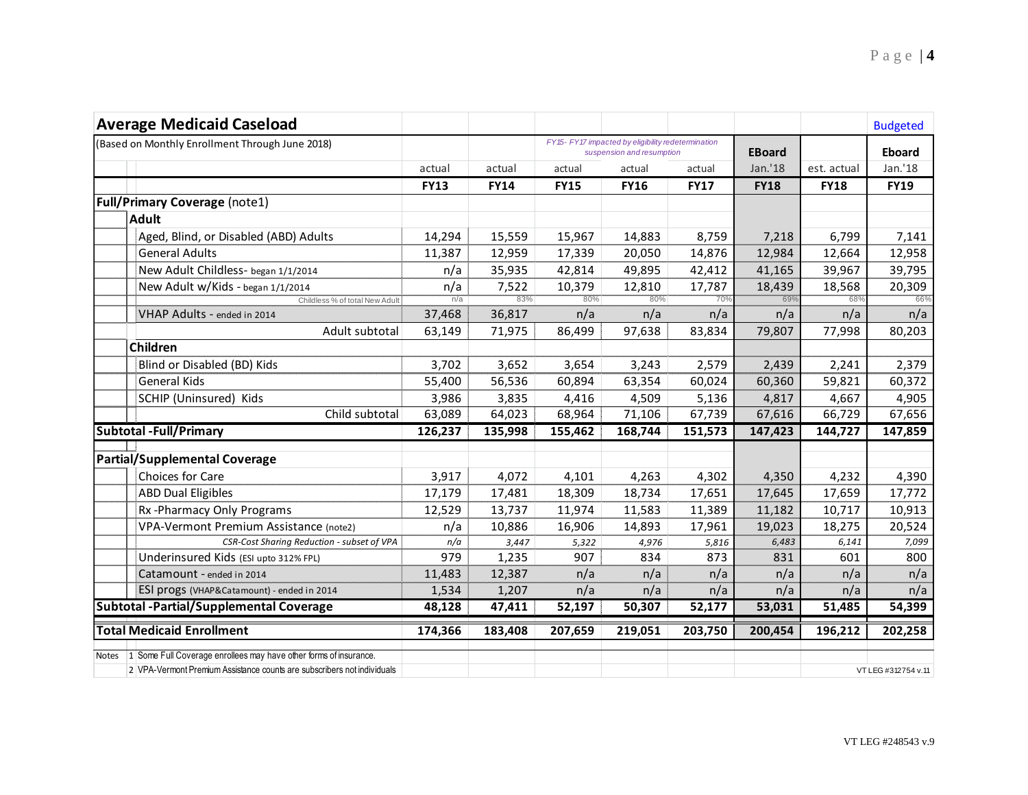## Average Medicaid Caseload

| (Based on Monthly Enrollment Through June 2018) | actual FY13 | actual FY14 | actual FY15 | actual FY16 | actual FY17 | EBoard Jan.'18 FY18 | est. actual FY18 | Budgeted Eboard Jan.'18 FY19 |
|---|---|---|---|---|---|---|---|---|
| | | | *FY15- FY17 impacted by eligibility redetermination suspension and resumption* | | | | | |
| **Full/Primary Coverage** (note1) | | | | | | | | |
| **Adult** | | | | | | | | |
| Aged, Blind, or Disabled (ABD) Adults | 14,294 | 15,559 | 15,967 | 14,883 | 8,759 | 7,218 | 6,799 | 7,141 |
| General Adults | 11,387 | 12,959 | 17,339 | 20,050 | 14,876 | 12,984 | 12,664 | 12,958 |
| New Adult Childless- began 1/1/2014 | n/a | 35,935 | 42,814 | 49,895 | 42,412 | 41,165 | 39,967 | 39,795 |
| New Adult w/Kids - began 1/1/2014 | n/a | 7,522 | 10,379 | 12,810 | 17,787 | 18,439 | 18,568 | 20,309 |
| Childless % of total New Adult | n/a | 83% | 80% | 80% | 70% | 69% | 68% | 66% |
| VHAP Adults - ended in 2014 | 37,468 | 36,817 | n/a | n/a | n/a | n/a | n/a | n/a |
| Adult subtotal | 63,149 | 71,975 | 86,499 | 97,638 | 83,834 | 79,807 | 77,998 | 80,203 |
| **Children** | | | | | | | | |
| Blind or Disabled (BD) Kids | 3,702 | 3,652 | 3,654 | 3,243 | 2,579 | 2,439 | 2,241 | 2,379 |
| General Kids | 55,400 | 56,536 | 60,894 | 63,354 | 60,024 | 60,360 | 59,821 | 60,372 |
| SCHIP (Uninsured) Kids | 3,986 | 3,835 | 4,416 | 4,509 | 5,136 | 4,817 | 4,667 | 4,905 |
| Child subtotal | 63,089 | 64,023 | 68,964 | 71,106 | 67,739 | 67,616 | 66,729 | 67,656 |
| **Subtotal -Full/Primary** | **126,237** | **135,998** | **155,462** | **168,744** | **151,573** | **147,423** | **144,727** | **147,859** |
| **Partial/Supplemental Coverage** | | | | | | | | |
| Choices for Care | 3,917 | 4,072 | 4,101 | 4,263 | 4,302 | 4,350 | 4,232 | 4,390 |
| ABD Dual Eligibles | 17,179 | 17,481 | 18,309 | 18,734 | 17,651 | 17,645 | 17,659 | 17,772 |
| Rx -Pharmacy Only Programs | 12,529 | 13,737 | 11,974 | 11,583 | 11,389 | 11,182 | 10,717 | 10,913 |
| VPA-Vermont Premium Assistance (note2) | n/a | 10,886 | 16,906 | 14,893 | 17,961 | 19,023 | 18,275 | 20,524 |
| *CSR-Cost Sharing Reduction - subset of VPA* | *n/a* | *3,447* | *5,322* | *4,976* | *5,816* | *6,483* | *6,141* | *7,099* |
| Underinsured Kids (ESI upto 312% FPL) | 979 | 1,235 | 907 | 834 | 873 | 831 | 601 | 800 |
| Catamount - ended in 2014 | 11,483 | 12,387 | n/a | n/a | n/a | n/a | n/a | n/a |
| ESI progs (VHAP&Catamount) - ended in 2014 | 1,534 | 1,207 | n/a | n/a | n/a | n/a | n/a | n/a |
| **Subtotal -Partial/Supplemental Coverage** | **48,128** | **47,411** | **52,197** | **50,307** | **52,177** | **53,031** | **51,485** | **54,399** |
| **Total Medicaid Enrollment** | **174,366** | **183,408** | **207,659** | **219,051** | **203,750** | **200,454** | **196,212** | **202,258** |

Notes
1. Some Full Coverage enrollees may have other forms of insurance.
2. VPA-Vermont Premium Assistance counts are subscribers not individuals

VT LEG #312754 v.11

VT LEG #248543 v.9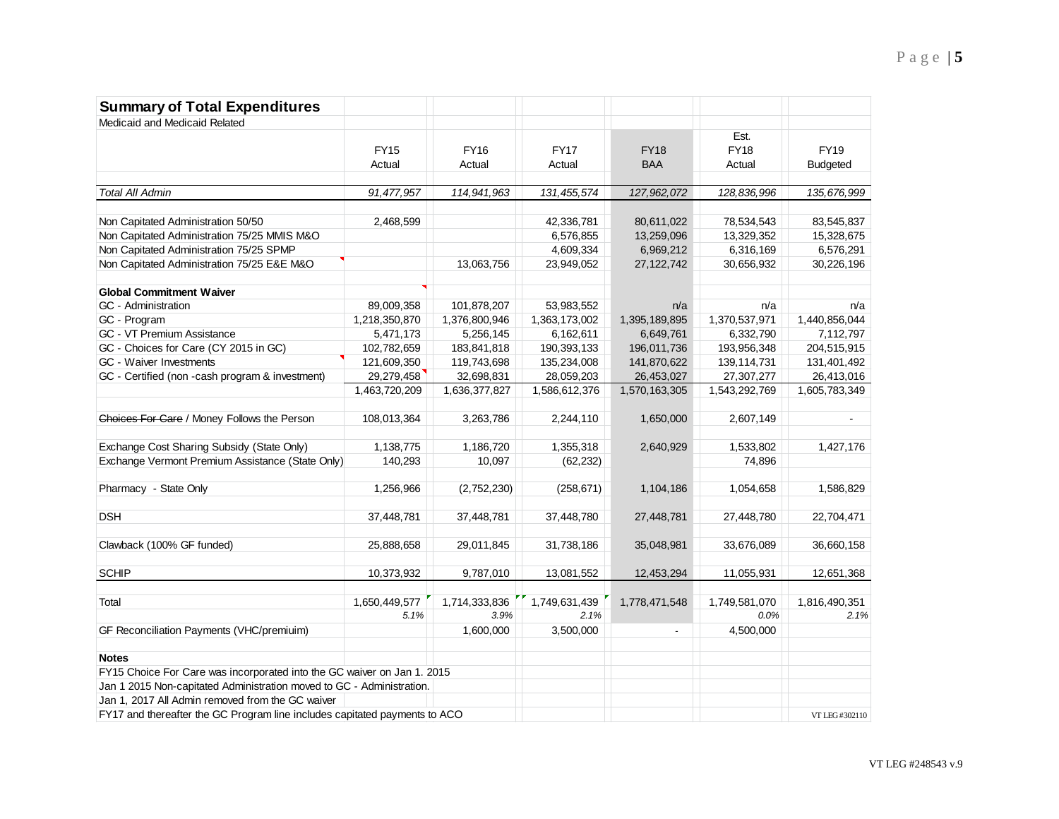## Summary of Total Expenditures

Medicaid and Medicaid Related

| | FY15 Actual | FY16 Actual | FY17 Actual | FY18 BAA | Est. FY18 Actual | FY19 Budgeted |
|---|---|---|---|---|---|---|
| *Total All Admin* | *91,477,957* | *114,941,963* | *131,455,574* | *127,962,072* | *128,836,996* | *135,676,999* |
| Non Capitated Administration 50/50 | 2,468,599 | | 42,336,781 | 80,611,022 | 78,534,543 | 83,545,837 |
| Non Capitated Administration 75/25 MMIS M&O | | | 6,576,855 | 13,259,096 | 13,329,352 | 15,328,675 |
| Non Capitated Administration 75/25 SPMP | | | 4,609,334 | 6,969,212 | 6,316,169 | 6,576,291 |
| Non Capitated Administration 75/25 E&E M&O | | 13,063,756 | 23,949,052 | 27,122,742 | 30,656,932 | 30,226,196 |
| **Global Commitment Waiver** | | | | | | |
| GC - Administration | 89,009,358 | 101,878,207 | 53,983,552 | n/a | n/a | n/a |
| GC - Program | 1,218,350,870 | 1,376,800,946 | 1,363,173,002 | 1,395,189,895 | 1,370,537,971 | 1,440,856,044 |
| GC - VT Premium Assistance | 5,471,173 | 5,256,145 | 6,162,611 | 6,649,761 | 6,332,790 | 7,112,797 |
| GC - Choices for Care (CY 2015 in GC) | 102,782,659 | 183,841,818 | 190,393,133 | 196,011,736 | 193,956,348 | 204,515,915 |
| GC - Waiver Investments | 121,609,350 | 119,743,698 | 135,234,008 | 141,870,622 | 139,114,731 | 131,401,492 |
| GC - Certified (non -cash program & investment) | 29,279,458 | 32,698,831 | 28,059,203 | 26,453,027 | 27,307,277 | 26,413,016 |
| | 1,463,720,209 | 1,636,377,827 | 1,586,612,376 | 1,570,163,305 | 1,543,292,769 | 1,605,783,349 |
| ~~Choices For Care~~ / Money Follows the Person | 108,013,364 | 3,263,786 | 2,244,110 | 1,650,000 | 2,607,149 | - |
| Exchange Cost Sharing Subsidy (State Only) | 1,138,775 | 1,186,720 | 1,355,318 | 2,640,929 | 1,533,802 | 1,427,176 |
| Exchange Vermont Premium Assistance (State Only) | 140,293 | 10,097 | (62,232) | | 74,896 | |
| Pharmacy - State Only | 1,256,966 | (2,752,230) | (258,671) | 1,104,186 | 1,054,658 | 1,586,829 |
| DSH | 37,448,781 | 37,448,781 | 37,448,780 | 27,448,781 | 27,448,780 | 22,704,471 |
| Clawback (100% GF funded) | 25,888,658 | 29,011,845 | 31,738,186 | 35,048,981 | 33,676,089 | 36,660,158 |
| SCHIP | 10,373,932 | 9,787,010 | 13,081,552 | 12,453,294 | 11,055,931 | 12,651,368 |
| Total | 1,650,449,577 | 1,714,333,836 | 1,749,631,439 | 1,778,471,548 | 1,749,581,070 | 1,816,490,351 |
| | *5.1%* | *3.9%* | *2.1%* | | *0.0%* | *2.1%* |
| GF Reconciliation Payments (VHC/premiuim) | | 1,600,000 | 3,500,000 | - | 4,500,000 | |

**Notes**

FY15 Choice For Care was incorporated into the GC waiver on Jan 1. 2015

Jan 1 2015 Non-capitated Administration moved to GC - Administration.

Jan 1, 2017 All Admin removed from the GC waiver

FY17 and thereafter the GC Program line includes capitated payments to ACO

VT LEG #302110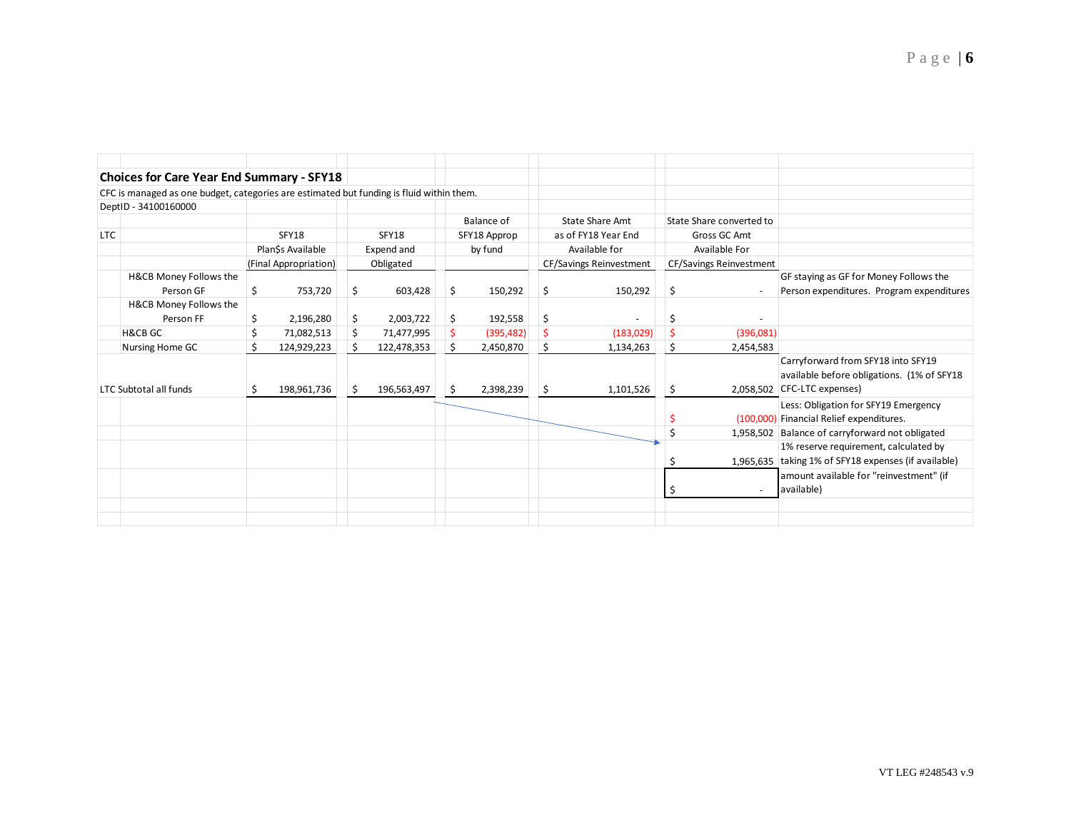## Choices for Care Year End Summary - SFY18

CFC is managed as one budget, categories are estimated but funding is fluid within them.

DeptID - 34100160000

| LTC | | SFY18 Plan$s Available (Final Appropriation) | SFY18 Expend and Obligated | Balance of SFY18 Approp by fund | State Share Amt as of FY18 Year End Available for CF/Savings Reinvestment | State Share converted to Gross GC Amt Available For CF/Savings Reinvestment | |
|---|---|---|---|---|---|---|---|
| | H&CB Money Follows the Person GF | $ 753,720 | $ 603,428 | $ 150,292 | $ 150,292 | $ - | GF staying as GF for Money Follows the Person expenditures. Program expenditures |
| | H&CB Money Follows the Person FF | $ 2,196,280 | $ 2,003,722 | $ 192,558 | $ - | $ - | |
| | H&CB GC | $ 71,082,513 | $ 71,477,995 | $ (395,482) | $ (183,029) | $ (396,081) | |
| | Nursing Home GC | $ 124,929,223 | $ 122,478,353 | $ 2,450,870 | $ 1,134,263 | $ 2,454,583 | |
| LTC Subtotal all funds | | $ 198,961,736 | $ 196,563,497 | $ 2,398,239 | $ 1,101,526 | $ 2,058,502 | Carryforward from SFY18 into SFY19 available before obligations. (1% of SFY18 CFC-LTC expenses) |
| | | | | | | $ (100,000) | Less: Obligation for SFY19 Emergency Financial Relief expenditures. |
| | | | | | | $ 1,958,502 | Balance of carryforward not obligated |
| | | | | | | $ 1,965,635 | 1% reserve requirement, calculated by taking 1% of SFY18 expenses (if available) |
| | | | | | | $ - | amount available for "reinvestment" (if available) |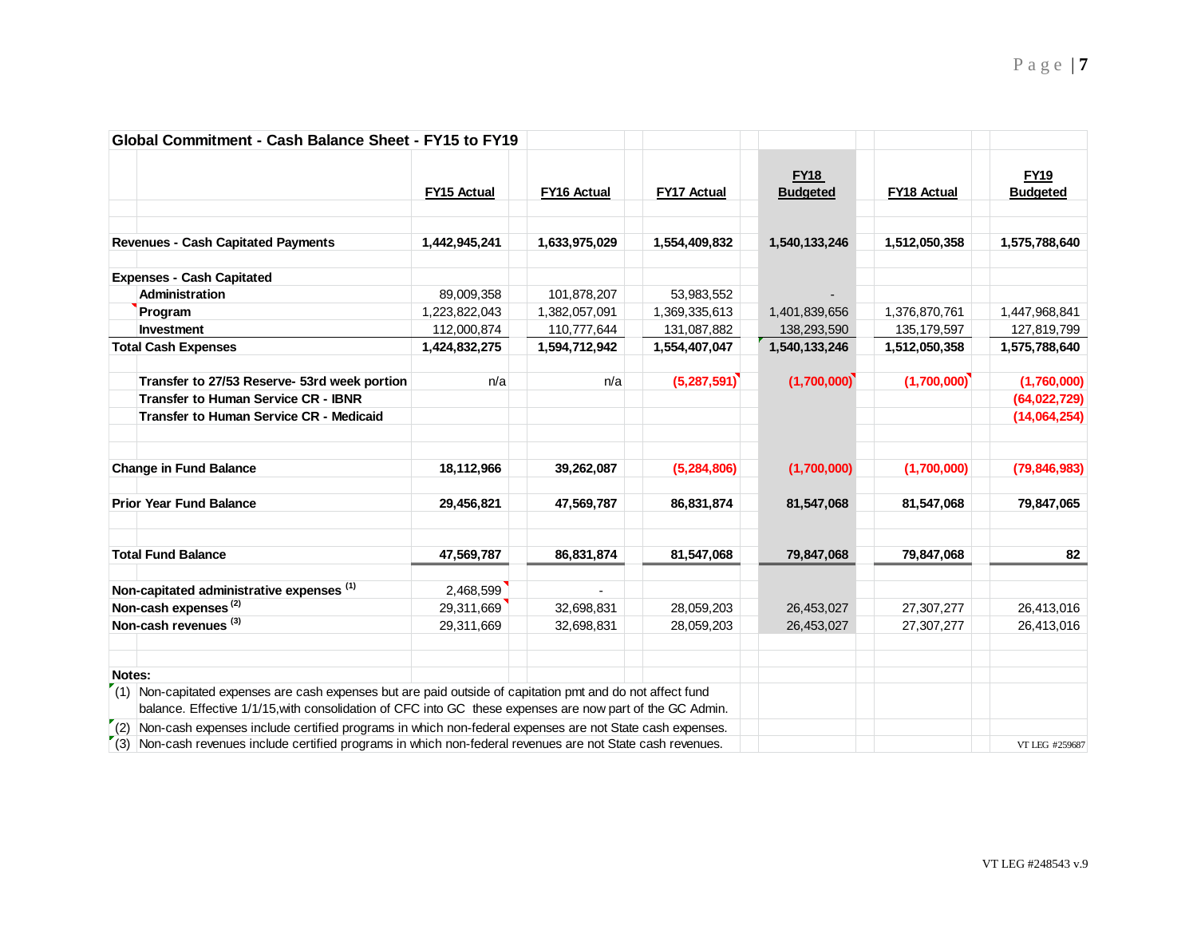## Global Commitment - Cash Balance Sheet - FY15 to FY19

| | FY15 Actual | FY16 Actual | FY17 Actual | FY18 Budgeted | FY18 Actual | FY19 Budgeted |
|---|---|---|---|---|---|---|
| **Revenues - Cash Capitated Payments** | **1,442,945,241** | **1,633,975,029** | **1,554,409,832** | **1,540,133,246** | **1,512,050,358** | **1,575,788,640** |
| **Expenses - Cash Capitated** | | | | | | |
| **Administration** | 89,009,358 | 101,878,207 | 53,983,552 | - | | |
| **Program** | 1,223,822,043 | 1,382,057,091 | 1,369,335,613 | 1,401,839,656 | 1,376,870,761 | 1,447,968,841 |
| **Investment** | 112,000,874 | 110,777,644 | 131,087,882 | 138,293,590 | 135,179,597 | 127,819,799 |
| **Total Cash Expenses** | **1,424,832,275** | **1,594,712,942** | **1,554,407,047** | **1,540,133,246** | **1,512,050,358** | **1,575,788,640** |
| **Transfer to 27/53 Reserve- 53rd week portion** | n/a | n/a | **(5,287,591)** | **(1,700,000)** | **(1,700,000)** | **(1,760,000)** |
| **Transfer to Human Service CR - IBNR** | | | | | | **(64,022,729)** |
| **Transfer to Human Service CR - Medicaid** | | | | | | **(14,064,254)** |
| **Change in Fund Balance** | **18,112,966** | **39,262,087** | **(5,284,806)** | **(1,700,000)** | **(1,700,000)** | **(79,846,983)** |
| **Prior Year Fund Balance** | **29,456,821** | **47,569,787** | **86,831,874** | **81,547,068** | **81,547,068** | **79,847,065** |
| **Total Fund Balance** | **47,569,787** | **86,831,874** | **81,547,068** | **79,847,068** | **79,847,068** | **82** |
| **Non-capitated administrative expenses [(1)]** | 2,468,599 | - | | | | |
| **Non-cash expenses [(2)]** | 29,311,669 | 32,698,831 | 28,059,203 | 26,453,027 | 27,307,277 | 26,413,016 |
| **Non-cash revenues [(3)]** | 29,311,669 | 32,698,831 | 28,059,203 | 26,453,027 | 27,307,277 | 26,413,016 |

**Notes:**

(1) Non-capitated expenses are cash expenses but are paid outside of capitation pmt and do not affect fund balance. Effective 1/1/15,with consolidation of CFC into GC these expenses are now part of the GC Admin.

(2) Non-cash expenses include certified programs in which non-federal expenses are not State cash expenses.

(3) Non-cash revenues include certified programs in which non-federal revenues are not State cash revenues.

VT LEG #259687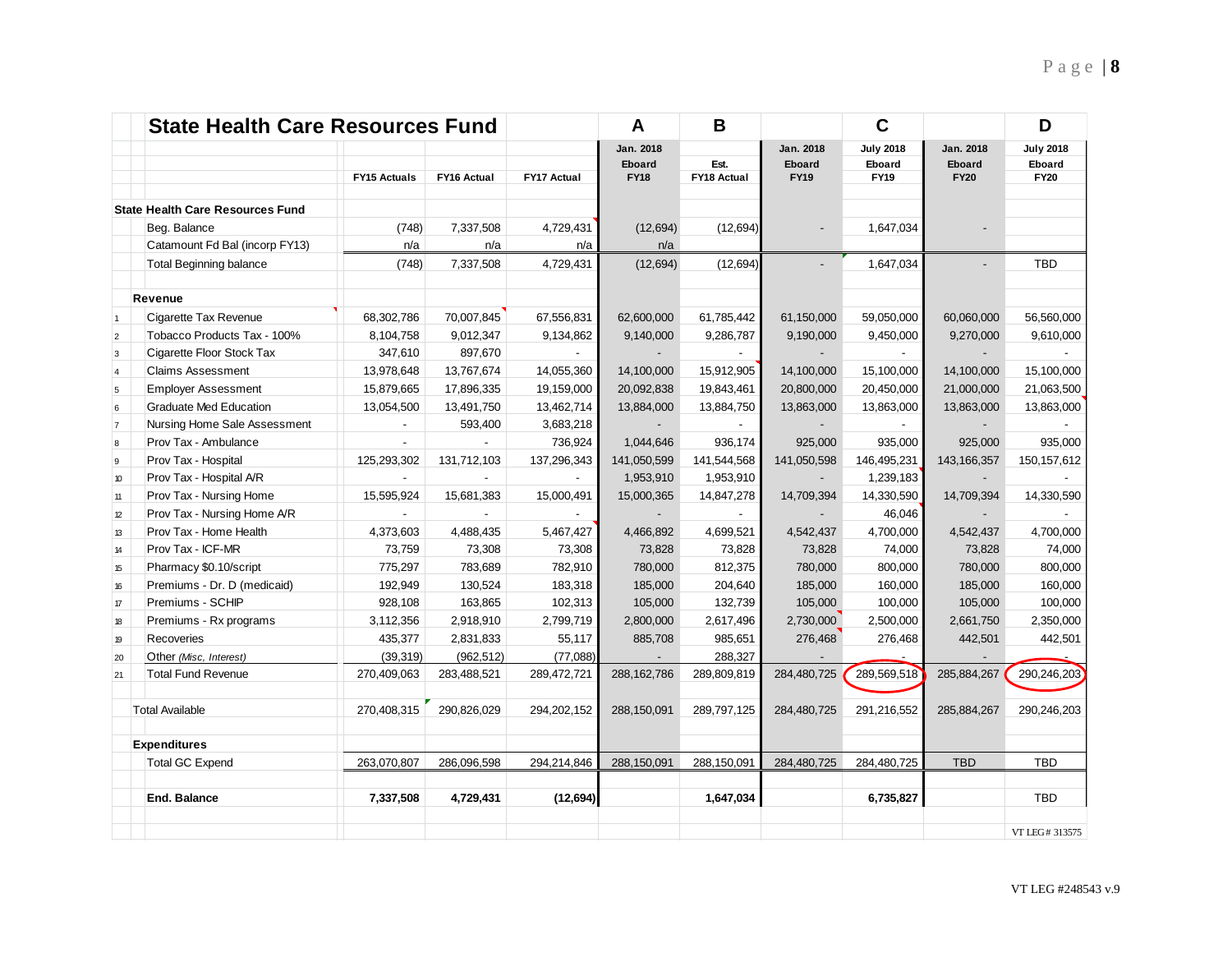## State Health Care Resources Fund

| | | FY15 Actuals | FY16 Actual | FY17 Actual | A<br>Jan. 2018 Eboard FY18 | B<br>Est. FY18 Actual | Jan. 2018 Eboard FY19 | C<br>July 2018 Eboard FY19 | Jan. 2018 Eboard FY20 | D<br>July 2018 Eboard FY20 |
|---|---|---|---|---|---|---|---|---|---|---|
| | **State Health Care Resources Fund** | | | | | | | | | |
| | Beg. Balance | (748) | 7,337,508 | 4,729,431 | (12,694) | (12,694) | - | 1,647,034 | - | |
| | Catamount Fd Bal (incorp FY13) | n/a | n/a | n/a | n/a | | | | | |
| | Total Beginning balance | (748) | 7,337,508 | 4,729,431 | (12,694) | (12,694) | - | 1,647,034 | - | TBD |
| | **Revenue** | | | | | | | | | |
| 1 | Cigarette Tax Revenue | 68,302,786 | 70,007,845 | 67,556,831 | 62,600,000 | 61,785,442 | 61,150,000 | 59,050,000 | 60,060,000 | 56,560,000 |
| 2 | Tobacco Products Tax - 100% | 8,104,758 | 9,012,347 | 9,134,862 | 9,140,000 | 9,286,787 | 9,190,000 | 9,450,000 | 9,270,000 | 9,610,000 |
| 3 | Cigarette Floor Stock Tax | 347,610 | 897,670 | - | - | - | - | - | - | - |
| 4 | Claims Assessment | 13,978,648 | 13,767,674 | 14,055,360 | 14,100,000 | 15,912,905 | 14,100,000 | 15,100,000 | 14,100,000 | 15,100,000 |
| 5 | Employer Assessment | 15,879,665 | 17,896,335 | 19,159,000 | 20,092,838 | 19,843,461 | 20,800,000 | 20,450,000 | 21,000,000 | 21,063,500 |
| 6 | Graduate Med Education | 13,054,500 | 13,491,750 | 13,462,714 | 13,884,000 | 13,884,750 | 13,863,000 | 13,863,000 | 13,863,000 | 13,863,000 |
| 7 | Nursing Home Sale Assessment | - | 593,400 | 3,683,218 | - | - | - | - | - | - |
| 8 | Prov Tax - Ambulance | - | - | 736,924 | 1,044,646 | 936,174 | 925,000 | 935,000 | 925,000 | 935,000 |
| 9 | Prov Tax - Hospital | 125,293,302 | 131,712,103 | 137,296,343 | 141,050,599 | 141,544,568 | 141,050,598 | 146,495,231 | 143,166,357 | 150,157,612 |
| 10 | Prov Tax - Hospital A/R | - | - | - | 1,953,910 | 1,953,910 | - | 1,239,183 | - | - |
| 11 | Prov Tax - Nursing Home | 15,595,924 | 15,681,383 | 15,000,491 | 15,000,365 | 14,847,278 | 14,709,394 | 14,330,590 | 14,709,394 | 14,330,590 |
| 12 | Prov Tax - Nursing Home A/R | - | - | - | - | - | - | 46,046 | - | - |
| 13 | Prov Tax - Home Health | 4,373,603 | 4,488,435 | 5,467,427 | 4,466,892 | 4,699,521 | 4,542,437 | 4,700,000 | 4,542,437 | 4,700,000 |
| 14 | Prov Tax - ICF-MR | 73,759 | 73,308 | 73,308 | 73,828 | 73,828 | 73,828 | 74,000 | 73,828 | 74,000 |
| 15 | Pharmacy $0.10/script | 775,297 | 783,689 | 782,910 | 780,000 | 812,375 | 780,000 | 800,000 | 780,000 | 800,000 |
| 16 | Premiums - Dr. D (medicaid) | 192,949 | 130,524 | 183,318 | 185,000 | 204,640 | 185,000 | 160,000 | 185,000 | 160,000 |
| 17 | Premiums - SCHIP | 928,108 | 163,865 | 102,313 | 105,000 | 132,739 | 105,000 | 100,000 | 105,000 | 100,000 |
| 18 | Premiums - Rx programs | 3,112,356 | 2,918,910 | 2,799,719 | 2,800,000 | 2,617,496 | 2,730,000 | 2,500,000 | 2,661,750 | 2,350,000 |
| 19 | Recoveries | 435,377 | 2,831,833 | 55,117 | 885,708 | 985,651 | 276,468 | 276,468 | 442,501 | 442,501 |
| 20 | Other *(Misc, Interest)* | (39,319) | (962,512) | (77,088) | - | 288,327 | - | - | - | - |
| 21 | Total Fund Revenue | 270,409,063 | 283,488,521 | 289,472,721 | 288,162,786 | 289,809,819 | 284,480,725 | 289,569,518 | 285,884,267 | 290,246,203 |
| | Total Available | 270,408,315 | 290,826,029 | 294,202,152 | 288,150,091 | 289,797,125 | 284,480,725 | 291,216,552 | 285,884,267 | 290,246,203 |
| | **Expenditures** | | | | | | | | | |
| | Total GC Expend | 263,070,807 | 286,096,598 | 294,214,846 | 288,150,091 | 288,150,091 | 284,480,725 | 284,480,725 | TBD | TBD |
| | **End. Balance** | **7,337,508** | **4,729,431** | **(12,694)** | | **1,647,034** | | **6,735,827** | | TBD |

VT LEG # 313575

VT LEG #248543 v.9